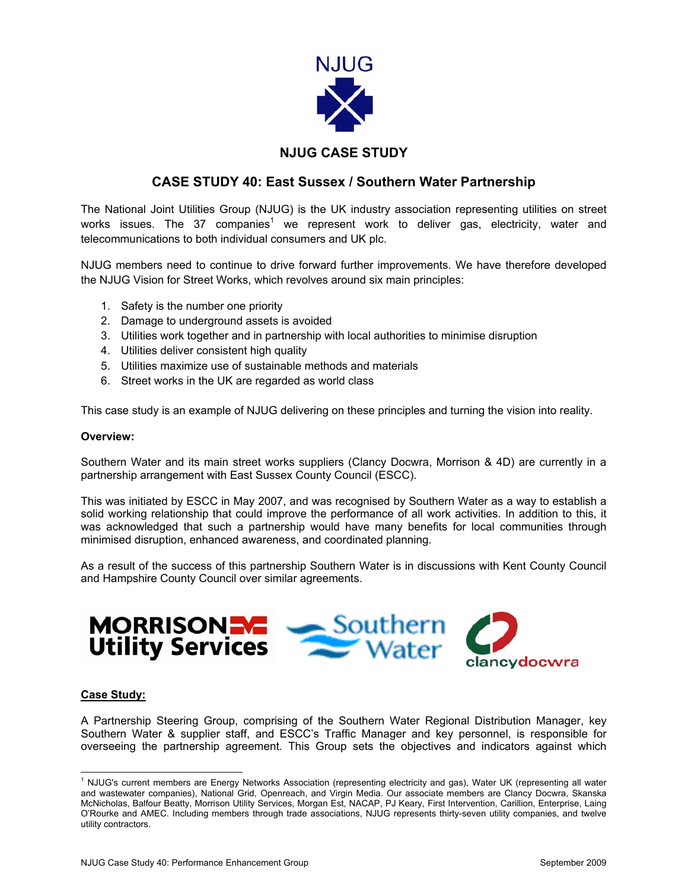NJUG

## NJUG CASE STUDY

## CASE STUDY 40: East Sussex / Southern Water Partnership

The National Joint Utilities Group (NJUG) is the UK industry association representing utilities on street works issues. The 37 companies[1] we represent work to deliver gas, electricity, water and telecommunications to both individual consumers and UK plc.

NJUG members need to continue to drive forward further improvements. We have therefore developed the NJUG Vision for Street Works, which revolves around six main principles:

1. Safety is the number one priority
2. Damage to underground assets is avoided
3. Utilities work together and in partnership with local authorities to minimise disruption
4. Utilities deliver consistent high quality
5. Utilities maximize use of sustainable methods and materials
6. Street works in the UK are regarded as world class

This case study is an example of NJUG delivering on these principles and turning the vision into reality.

**Overview:**

Southern Water and its main street works suppliers (Clancy Docwra, Morrison & 4D) are currently in a partnership arrangement with East Sussex County Council (ESCC).

This was initiated by ESCC in May 2007, and was recognised by Southern Water as a way to establish a solid working relationship that could improve the performance of all work activities. In addition to this, it was acknowledged that such a partnership would have many benefits for local communities through minimised disruption, enhanced awareness, and coordinated planning.

As a result of the success of this partnership Southern Water is in discussions with Kent County Council and Hampshire County Council over similar agreements.

MORRISON Utility Services | Southern Water | clancydocwra

**Case Study:**

A Partnership Steering Group, comprising of the Southern Water Regional Distribution Manager, key Southern Water & supplier staff, and ESCC's Traffic Manager and key personnel, is responsible for overseeing the partnership agreement. This Group sets the objectives and indicators against which

---

[1] NJUG's current members are Energy Networks Association (representing electricity and gas), Water UK (representing all water and wastewater companies), National Grid, Openreach, and Virgin Media. Our associate members are Clancy Docwra, Skanska McNicholas, Balfour Beatty, Morrison Utility Services, Morgan Est, NACAP, PJ Keary, First Intervention, Carillion, Enterprise, Laing O'Rourke and AMEC. Including members through trade associations, NJUG represents thirty-seven utility companies, and twelve utility contractors.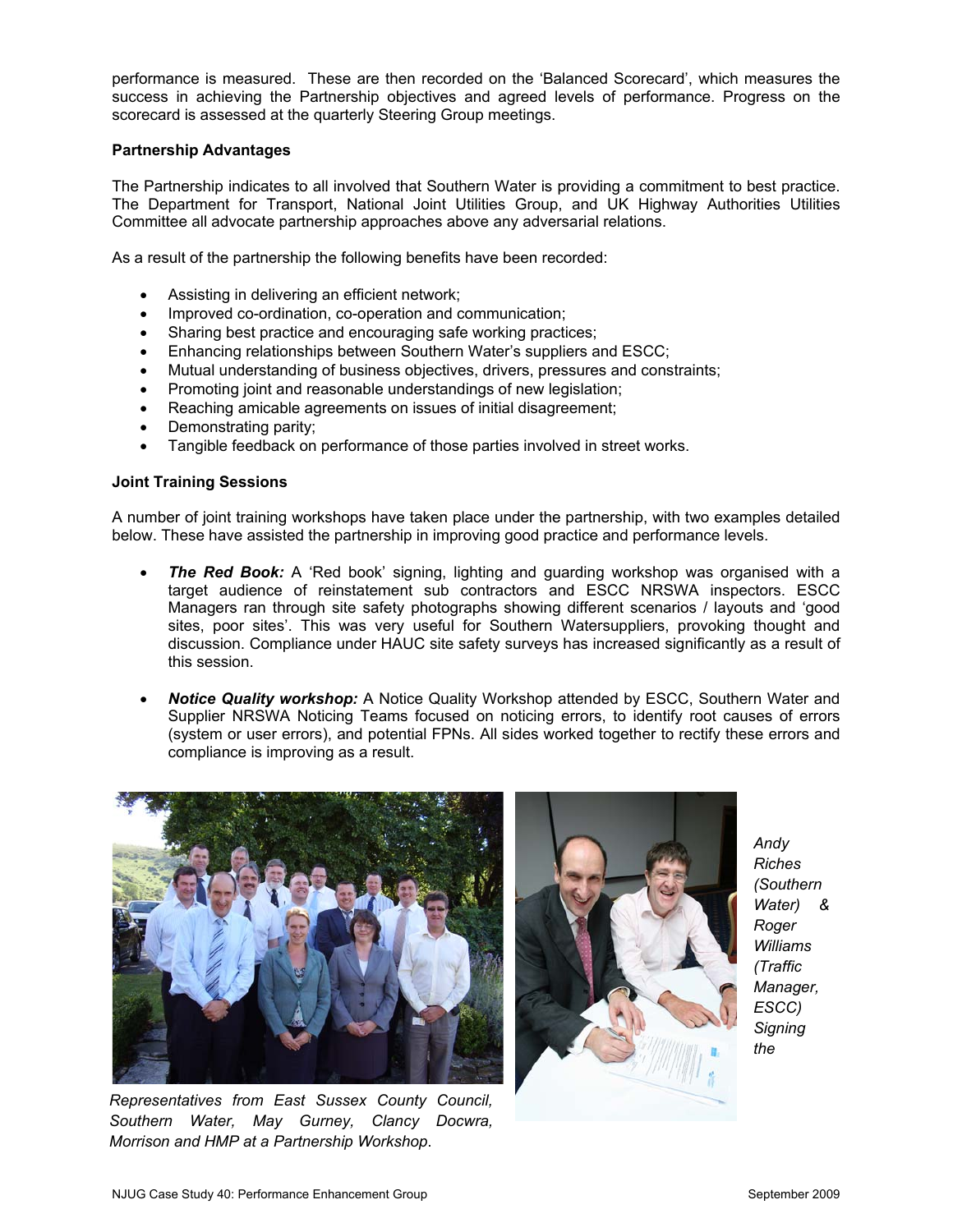performance is measured. These are then recorded on the 'Balanced Scorecard', which measures the success in achieving the Partnership objectives and agreed levels of performance. Progress on the scorecard is assessed at the quarterly Steering Group meetings.

**Partnership Advantages**

The Partnership indicates to all involved that Southern Water is providing a commitment to best practice. The Department for Transport, National Joint Utilities Group, and UK Highway Authorities Utilities Committee all advocate partnership approaches above any adversarial relations.

As a result of the partnership the following benefits have been recorded:

- Assisting in delivering an efficient network;
- Improved co-ordination, co-operation and communication;
- Sharing best practice and encouraging safe working practices;
- Enhancing relationships between Southern Water's suppliers and ESCC;
- Mutual understanding of business objectives, drivers, pressures and constraints;
- Promoting joint and reasonable understandings of new legislation;
- Reaching amicable agreements on issues of initial disagreement;
- Demonstrating parity;
- Tangible feedback on performance of those parties involved in street works.

**Joint Training Sessions**

A number of joint training workshops have taken place under the partnership, with two examples detailed below. These have assisted the partnership in improving good practice and performance levels.

- ***The Red Book:*** A 'Red book' signing, lighting and guarding workshop was organised with a target audience of reinstatement sub contractors and ESCC NRSWA inspectors. ESCC Managers ran through site safety photographs showing different scenarios / layouts and 'good sites, poor sites'. This was very useful for Southern Watersuppliers, provoking thought and discussion. Compliance under HAUC site safety surveys has increased significantly as a result of this session.

- ***Notice Quality workshop:*** A Notice Quality Workshop attended by ESCC, Southern Water and Supplier NRSWA Noticing Teams focused on noticing errors, to identify root causes of errors (system or user errors), and potential FPNs. All sides worked together to rectify these errors and compliance is improving as a result.

*Representatives from East Sussex County Council, Southern Water, May Gurney, Clancy Docwra, Morrison and HMP at a Partnership Workshop.*

*Andy Riches (Southern Water) & Roger Williams (Traffic Manager, ESCC) Signing the*